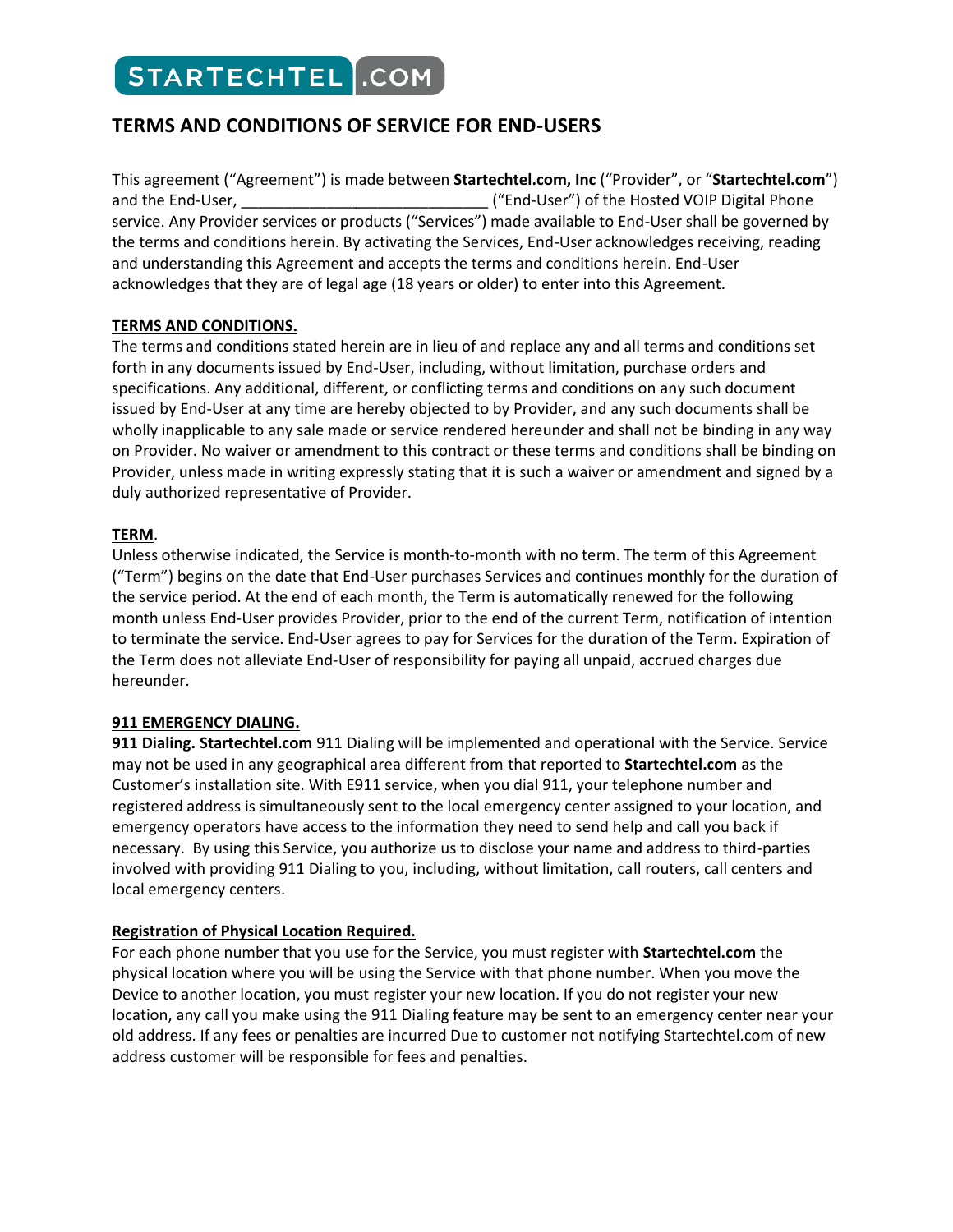# STARTECHTEL.COM

## TERMS AND CONDITIONS OF SERVICE FOR END-USERS

This agreement ("Agreement") is made between **Startechtel.com, Inc** ("Provider", or "**Startechtel.com**") and the End-User, _____________________________ ("End-User") of the Hosted VOIP Digital Phone service. Any Provider services or products ("Services") made available to End-User shall be governed by the terms and conditions herein. By activating the Services, End-User acknowledges receiving, reading and understanding this Agreement and accepts the terms and conditions herein. End-User acknowledges that they are of legal age (18 years or older) to enter into this Agreement.

**TERMS AND CONDITIONS.**

The terms and conditions stated herein are in lieu of and replace any and all terms and conditions set forth in any documents issued by End-User, including, without limitation, purchase orders and specifications. Any additional, different, or conflicting terms and conditions on any such document issued by End-User at any time are hereby objected to by Provider, and any such documents shall be wholly inapplicable to any sale made or service rendered hereunder and shall not be binding in any way on Provider. No waiver or amendment to this contract or these terms and conditions shall be binding on Provider, unless made in writing expressly stating that it is such a waiver or amendment and signed by a duly authorized representative of Provider.

**TERM**.

Unless otherwise indicated, the Service is month-to-month with no term. The term of this Agreement ("Term") begins on the date that End-User purchases Services and continues monthly for the duration of the service period. At the end of each month, the Term is automatically renewed for the following month unless End-User provides Provider, prior to the end of the current Term, notification of intention to terminate the service. End-User agrees to pay for Services for the duration of the Term. Expiration of the Term does not alleviate End-User of responsibility for paying all unpaid, accrued charges due hereunder.

**911 EMERGENCY DIALING.**

**911 Dialing. Startechtel.com** 911 Dialing will be implemented and operational with the Service. Service may not be used in any geographical area different from that reported to **Startechtel.com** as the Customer's installation site. With E911 service, when you dial 911, your telephone number and registered address is simultaneously sent to the local emergency center assigned to your location, and emergency operators have access to the information they need to send help and call you back if necessary. By using this Service, you authorize us to disclose your name and address to third-parties involved with providing 911 Dialing to you, including, without limitation, call routers, call centers and local emergency centers.

***Registration of Physical Location Required.***

For each phone number that you use for the Service, you must register with **Startechtel.com** the physical location where you will be using the Service with that phone number. When you move the Device to another location, you must register your new location. If you do not register your new location, any call you make using the 911 Dialing feature may be sent to an emergency center near your old address. If any fees or penalties are incurred Due to customer not notifying Startechtel.com of new address customer will be responsible for fees and penalties.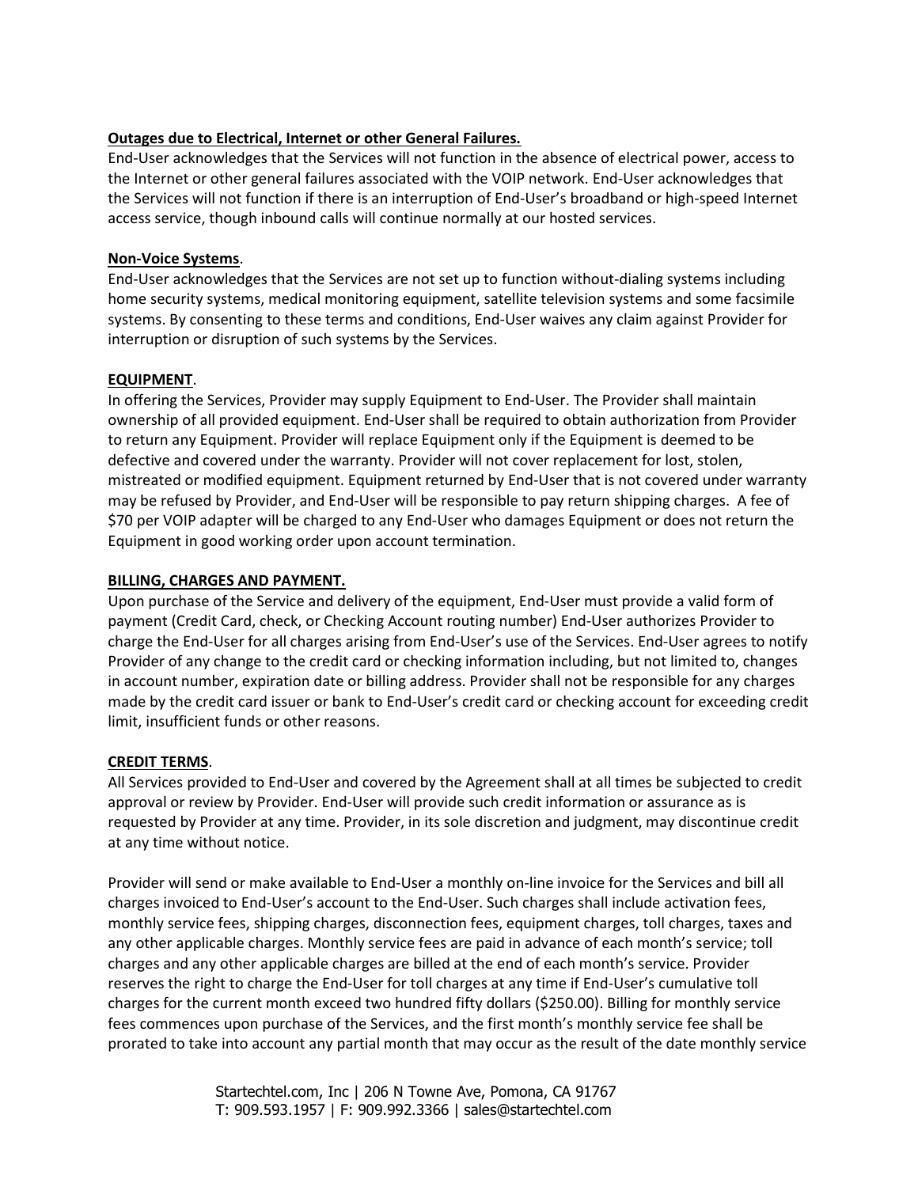**Outages due to Electrical, Internet or other General Failures.**
End-User acknowledges that the Services will not function in the absence of electrical power, access to the Internet or other general failures associated with the VOIP network. End-User acknowledges that the Services will not function if there is an interruption of End-User's broadband or high-speed Internet access service, though inbound calls will continue normally at our hosted services.

**Non-Voice Systems**.
End-User acknowledges that the Services are not set up to function without-dialing systems including home security systems, medical monitoring equipment, satellite television systems and some facsimile systems. By consenting to these terms and conditions, End-User waives any claim against Provider for interruption or disruption of such systems by the Services.

**EQUIPMENT**.
In offering the Services, Provider may supply Equipment to End-User. The Provider shall maintain ownership of all provided equipment. End-User shall be required to obtain authorization from Provider to return any Equipment. Provider will replace Equipment only if the Equipment is deemed to be defective and covered under the warranty. Provider will not cover replacement for lost, stolen, mistreated or modified equipment. Equipment returned by End-User that is not covered under warranty may be refused by Provider, and End-User will be responsible to pay return shipping charges. A fee of $70 per VOIP adapter will be charged to any End-User who damages Equipment or does not return the Equipment in good working order upon account termination.

**BILLING, CHARGES AND PAYMENT.**
Upon purchase of the Service and delivery of the equipment, End-User must provide a valid form of payment (Credit Card, check, or Checking Account routing number) End-User authorizes Provider to charge the End-User for all charges arising from End-User's use of the Services. End-User agrees to notify Provider of any change to the credit card or checking information including, but not limited to, changes in account number, expiration date or billing address. Provider shall not be responsible for any charges made by the credit card issuer or bank to End-User's credit card or checking account for exceeding credit limit, insufficient funds or other reasons.

**CREDIT TERMS**.
All Services provided to End-User and covered by the Agreement shall at all times be subjected to credit approval or review by Provider. End-User will provide such credit information or assurance as is requested by Provider at any time. Provider, in its sole discretion and judgment, may discontinue credit at any time without notice.

Provider will send or make available to End-User a monthly on-line invoice for the Services and bill all charges invoiced to End-User's account to the End-User. Such charges shall include activation fees, monthly service fees, shipping charges, disconnection fees, equipment charges, toll charges, taxes and any other applicable charges. Monthly service fees are paid in advance of each month's service; toll charges and any other applicable charges are billed at the end of each month's service. Provider reserves the right to charge the End-User for toll charges at any time if End-User's cumulative toll charges for the current month exceed two hundred fifty dollars ($250.00). Billing for monthly service fees commences upon purchase of the Services, and the first month's monthly service fee shall be prorated to take into account any partial month that may occur as the result of the date monthly service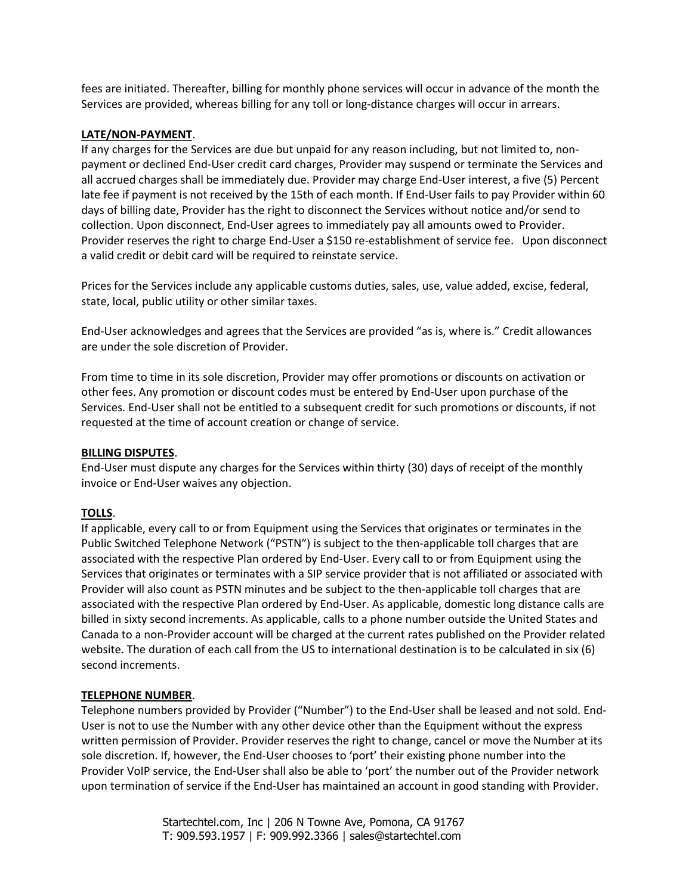fees are initiated. Thereafter, billing for monthly phone services will occur in advance of the month the Services are provided, whereas billing for any toll or long-distance charges will occur in arrears.

**LATE/NON-PAYMENT**.

If any charges for the Services are due but unpaid for any reason including, but not limited to, non-payment or declined End-User credit card charges, Provider may suspend or terminate the Services and all accrued charges shall be immediately due. Provider may charge End-User interest, a five (5) Percent late fee if payment is not received by the 15th of each month. If End-User fails to pay Provider within 60 days of billing date, Provider has the right to disconnect the Services without notice and/or send to collection. Upon disconnect, End-User agrees to immediately pay all amounts owed to Provider. Provider reserves the right to charge End-User a $150 re-establishment of service fee. Upon disconnect a valid credit or debit card will be required to reinstate service.

Prices for the Services include any applicable customs duties, sales, use, value added, excise, federal, state, local, public utility or other similar taxes.

End-User acknowledges and agrees that the Services are provided "as is, where is." Credit allowances are under the sole discretion of Provider.

From time to time in its sole discretion, Provider may offer promotions or discounts on activation or other fees. Any promotion or discount codes must be entered by End-User upon purchase of the Services. End-User shall not be entitled to a subsequent credit for such promotions or discounts, if not requested at the time of account creation or change of service.

**BILLING DISPUTES**.

End-User must dispute any charges for the Services within thirty (30) days of receipt of the monthly invoice or End-User waives any objection.

**TOLLS**.

If applicable, every call to or from Equipment using the Services that originates or terminates in the Public Switched Telephone Network ("PSTN") is subject to the then-applicable toll charges that are associated with the respective Plan ordered by End-User. Every call to or from Equipment using the Services that originates or terminates with a SIP service provider that is not affiliated or associated with Provider will also count as PSTN minutes and be subject to the then-applicable toll charges that are associated with the respective Plan ordered by End-User. As applicable, domestic long distance calls are billed in sixty second increments. As applicable, calls to a phone number outside the United States and Canada to a non-Provider account will be charged at the current rates published on the Provider related website. The duration of each call from the US to international destination is to be calculated in six (6) second increments.

**TELEPHONE NUMBER**.

Telephone numbers provided by Provider ("Number") to the End-User shall be leased and not sold. End-User is not to use the Number with any other device other than the Equipment without the express written permission of Provider. Provider reserves the right to change, cancel or move the Number at its sole discretion. If, however, the End-User chooses to 'port' their existing phone number into the Provider VoIP service, the End-User shall also be able to 'port' the number out of the Provider network upon termination of service if the End-User has maintained an account in good standing with Provider.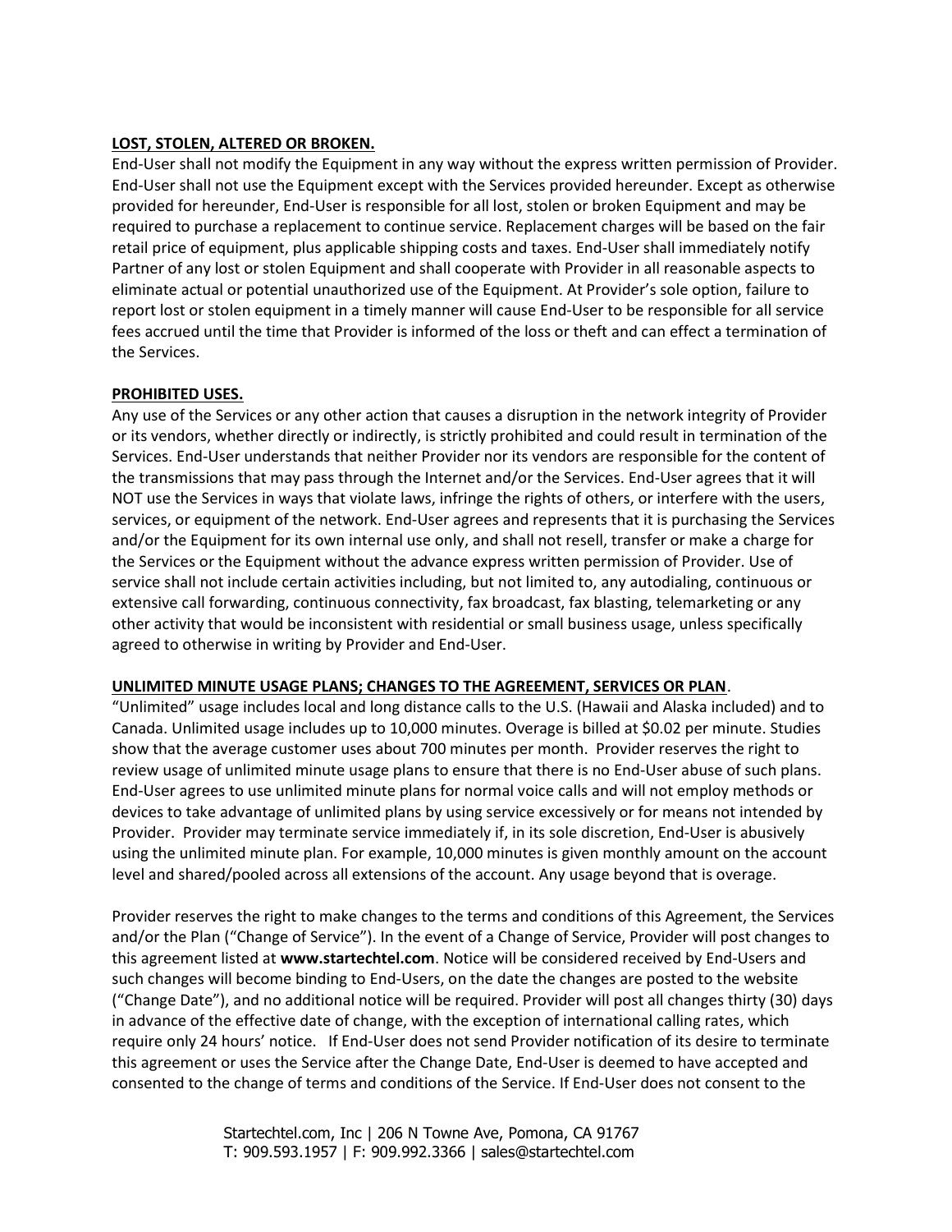**LOST, STOLEN, ALTERED OR BROKEN.**

End-User shall not modify the Equipment in any way without the express written permission of Provider. End-User shall not use the Equipment except with the Services provided hereunder. Except as otherwise provided for hereunder, End-User is responsible for all lost, stolen or broken Equipment and may be required to purchase a replacement to continue service. Replacement charges will be based on the fair retail price of equipment, plus applicable shipping costs and taxes. End-User shall immediately notify Partner of any lost or stolen Equipment and shall cooperate with Provider in all reasonable aspects to eliminate actual or potential unauthorized use of the Equipment. At Provider's sole option, failure to report lost or stolen equipment in a timely manner will cause End-User to be responsible for all service fees accrued until the time that Provider is informed of the loss or theft and can effect a termination of the Services.

**PROHIBITED USES.**

Any use of the Services or any other action that causes a disruption in the network integrity of Provider or its vendors, whether directly or indirectly, is strictly prohibited and could result in termination of the Services. End-User understands that neither Provider nor its vendors are responsible for the content of the transmissions that may pass through the Internet and/or the Services. End-User agrees that it will NOT use the Services in ways that violate laws, infringe the rights of others, or interfere with the users, services, or equipment of the network. End-User agrees and represents that it is purchasing the Services and/or the Equipment for its own internal use only, and shall not resell, transfer or make a charge for the Services or the Equipment without the advance express written permission of Provider. Use of service shall not include certain activities including, but not limited to, any autodialing, continuous or extensive call forwarding, continuous connectivity, fax broadcast, fax blasting, telemarketing or any other activity that would be inconsistent with residential or small business usage, unless specifically agreed to otherwise in writing by Provider and End-User.

**UNLIMITED MINUTE USAGE PLANS; CHANGES TO THE AGREEMENT, SERVICES OR PLAN.**

"Unlimited" usage includes local and long distance calls to the U.S. (Hawaii and Alaska included) and to Canada. Unlimited usage includes up to 10,000 minutes. Overage is billed at $0.02 per minute. Studies show that the average customer uses about 700 minutes per month. Provider reserves the right to review usage of unlimited minute usage plans to ensure that there is no End-User abuse of such plans. End-User agrees to use unlimited minute plans for normal voice calls and will not employ methods or devices to take advantage of unlimited plans by using service excessively or for means not intended by Provider. Provider may terminate service immediately if, in its sole discretion, End-User is abusively using the unlimited minute plan. For example, 10,000 minutes is given monthly amount on the account level and shared/pooled across all extensions of the account. Any usage beyond that is overage.

Provider reserves the right to make changes to the terms and conditions of this Agreement, the Services and/or the Plan ("Change of Service"). In the event of a Change of Service, Provider will post changes to this agreement listed at **www.startechtel.com**. Notice will be considered received by End-Users and such changes will become binding to End-Users, on the date the changes are posted to the website ("Change Date"), and no additional notice will be required. Provider will post all changes thirty (30) days in advance of the effective date of change, with the exception of international calling rates, which require only 24 hours' notice. If End-User does not send Provider notification of its desire to terminate this agreement or uses the Service after the Change Date, End-User is deemed to have accepted and consented to the change of terms and conditions of the Service. If End-User does not consent to the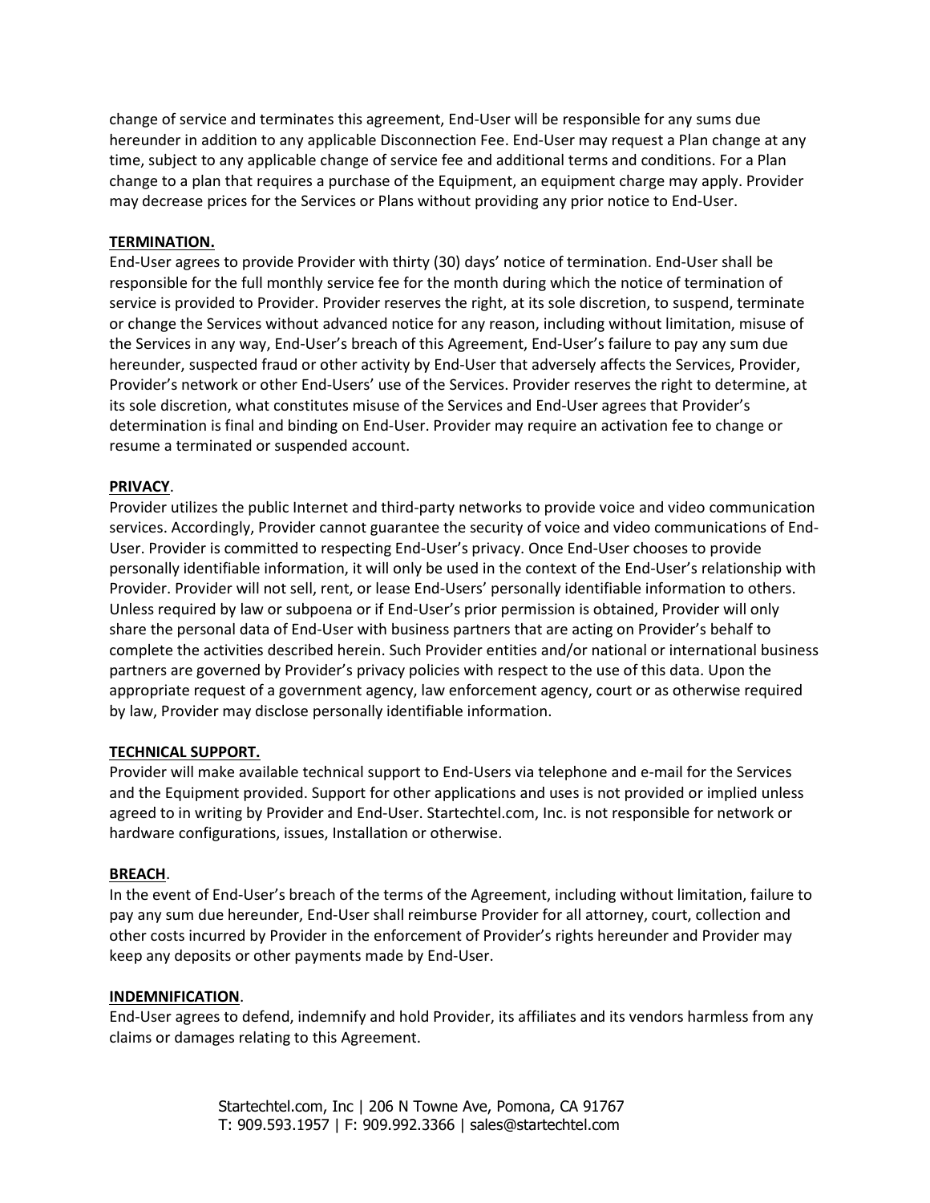change of service and terminates this agreement, End-User will be responsible for any sums due hereunder in addition to any applicable Disconnection Fee. End-User may request a Plan change at any time, subject to any applicable change of service fee and additional terms and conditions. For a Plan change to a plan that requires a purchase of the Equipment, an equipment charge may apply. Provider may decrease prices for the Services or Plans without providing any prior notice to End-User.

**TERMINATION.**

End-User agrees to provide Provider with thirty (30) days' notice of termination. End-User shall be responsible for the full monthly service fee for the month during which the notice of termination of service is provided to Provider. Provider reserves the right, at its sole discretion, to suspend, terminate or change the Services without advanced notice for any reason, including without limitation, misuse of the Services in any way, End-User's breach of this Agreement, End-User's failure to pay any sum due hereunder, suspected fraud or other activity by End-User that adversely affects the Services, Provider, Provider's network or other End-Users' use of the Services. Provider reserves the right to determine, at its sole discretion, what constitutes misuse of the Services and End-User agrees that Provider's determination is final and binding on End-User. Provider may require an activation fee to change or resume a terminated or suspended account.

**PRIVACY**.

Provider utilizes the public Internet and third-party networks to provide voice and video communication services. Accordingly, Provider cannot guarantee the security of voice and video communications of End-User. Provider is committed to respecting End-User's privacy. Once End-User chooses to provide personally identifiable information, it will only be used in the context of the End-User's relationship with Provider. Provider will not sell, rent, or lease End-Users' personally identifiable information to others. Unless required by law or subpoena or if End-User's prior permission is obtained, Provider will only share the personal data of End-User with business partners that are acting on Provider's behalf to complete the activities described herein. Such Provider entities and/or national or international business partners are governed by Provider's privacy policies with respect to the use of this data. Upon the appropriate request of a government agency, law enforcement agency, court or as otherwise required by law, Provider may disclose personally identifiable information.

**TECHNICAL SUPPORT.**

Provider will make available technical support to End-Users via telephone and e-mail for the Services and the Equipment provided. Support for other applications and uses is not provided or implied unless agreed to in writing by Provider and End-User. Startechtel.com, Inc. is not responsible for network or hardware configurations, issues, Installation or otherwise.

**BREACH**.

In the event of End-User's breach of the terms of the Agreement, including without limitation, failure to pay any sum due hereunder, End-User shall reimburse Provider for all attorney, court, collection and other costs incurred by Provider in the enforcement of Provider's rights hereunder and Provider may keep any deposits or other payments made by End-User.

**INDEMNIFICATION**.

End-User agrees to defend, indemnify and hold Provider, its affiliates and its vendors harmless from any claims or damages relating to this Agreement.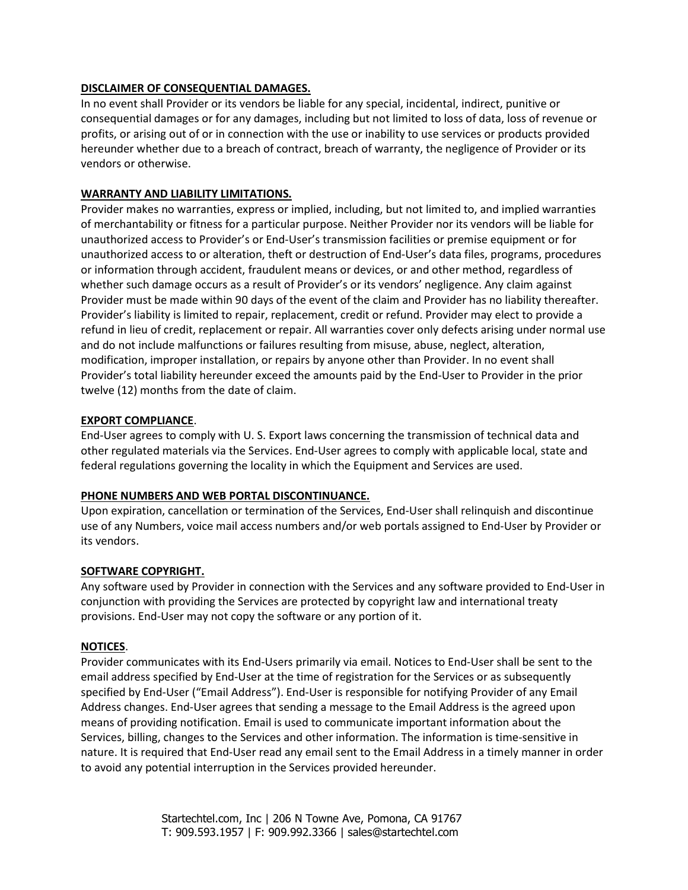**DISCLAIMER OF CONSEQUENTIAL DAMAGES.**

In no event shall Provider or its vendors be liable for any special, incidental, indirect, punitive or consequential damages or for any damages, including but not limited to loss of data, loss of revenue or profits, or arising out of or in connection with the use or inability to use services or products provided hereunder whether due to a breach of contract, breach of warranty, the negligence of Provider or its vendors or otherwise.

**WARRANTY AND LIABILITY LIMITATIONS.**

Provider makes no warranties, express or implied, including, but not limited to, and implied warranties of merchantability or fitness for a particular purpose. Neither Provider nor its vendors will be liable for unauthorized access to Provider's or End-User's transmission facilities or premise equipment or for unauthorized access to or alteration, theft or destruction of End-User's data files, programs, procedures or information through accident, fraudulent means or devices, or and other method, regardless of whether such damage occurs as a result of Provider's or its vendors' negligence. Any claim against Provider must be made within 90 days of the event of the claim and Provider has no liability thereafter. Provider's liability is limited to repair, replacement, credit or refund. Provider may elect to provide a refund in lieu of credit, replacement or repair. All warranties cover only defects arising under normal use and do not include malfunctions or failures resulting from misuse, abuse, neglect, alteration, modification, improper installation, or repairs by anyone other than Provider. In no event shall Provider's total liability hereunder exceed the amounts paid by the End-User to Provider in the prior twelve (12) months from the date of claim.

**EXPORT COMPLIANCE**.

End-User agrees to comply with U. S. Export laws concerning the transmission of technical data and other regulated materials via the Services. End-User agrees to comply with applicable local, state and federal regulations governing the locality in which the Equipment and Services are used.

**PHONE NUMBERS AND WEB PORTAL DISCONTINUANCE.**

Upon expiration, cancellation or termination of the Services, End-User shall relinquish and discontinue use of any Numbers, voice mail access numbers and/or web portals assigned to End-User by Provider or its vendors.

**SOFTWARE COPYRIGHT.**

Any software used by Provider in connection with the Services and any software provided to End-User in conjunction with providing the Services are protected by copyright law and international treaty provisions. End-User may not copy the software or any portion of it.

**NOTICES**.

Provider communicates with its End-Users primarily via email. Notices to End-User shall be sent to the email address specified by End-User at the time of registration for the Services or as subsequently specified by End-User ("Email Address"). End-User is responsible for notifying Provider of any Email Address changes. End-User agrees that sending a message to the Email Address is the agreed upon means of providing notification. Email is used to communicate important information about the Services, billing, changes to the Services and other information. The information is time-sensitive in nature. It is required that End-User read any email sent to the Email Address in a timely manner in order to avoid any potential interruption in the Services provided hereunder.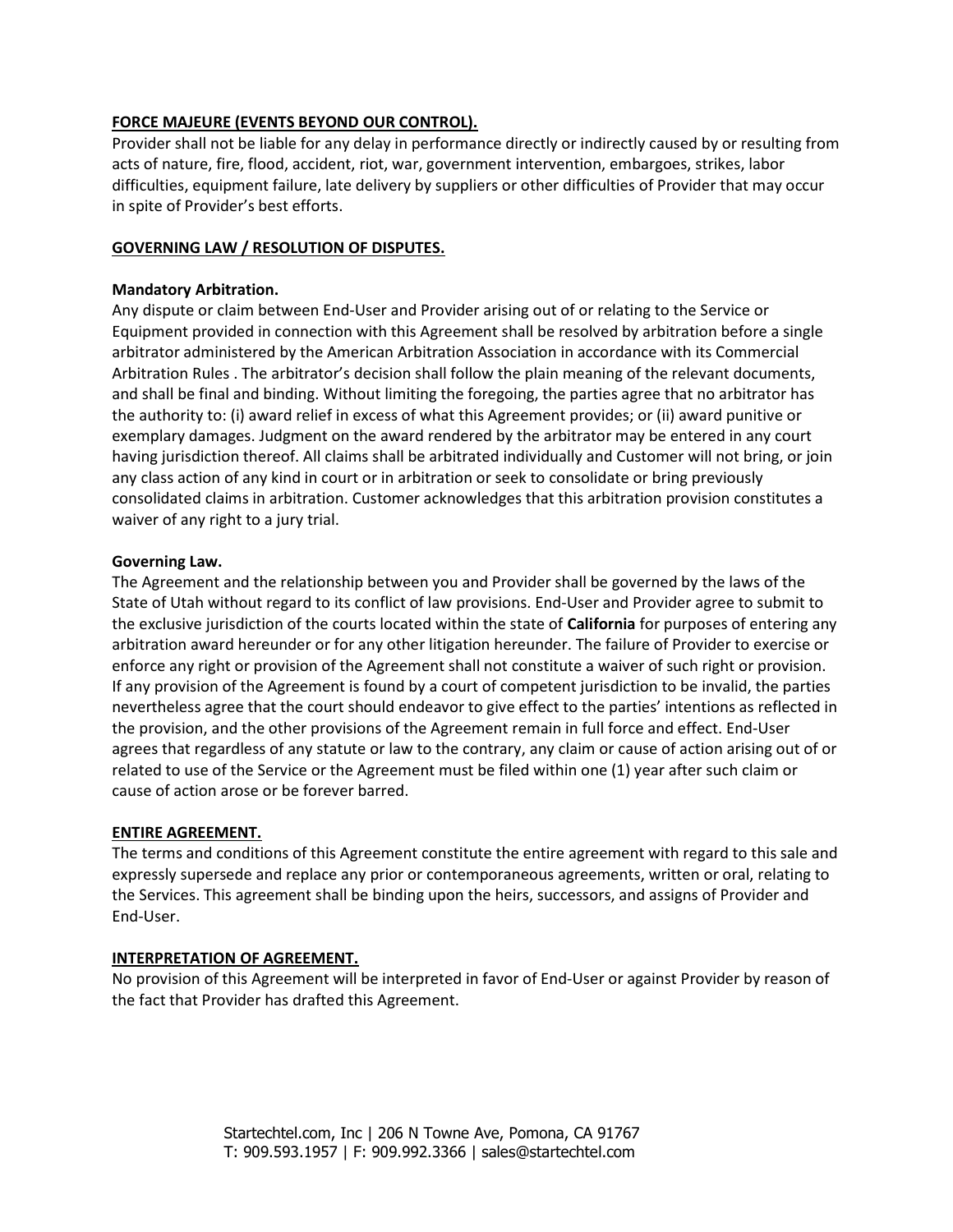## FORCE MAJEURE (EVENTS BEYOND OUR CONTROL).

Provider shall not be liable for any delay in performance directly or indirectly caused by or resulting from acts of nature, fire, flood, accident, riot, war, government intervention, embargoes, strikes, labor difficulties, equipment failure, late delivery by suppliers or other difficulties of Provider that may occur in spite of Provider's best efforts.

## GOVERNING LAW / RESOLUTION OF DISPUTES.

### Mandatory Arbitration.

Any dispute or claim between End-User and Provider arising out of or relating to the Service or Equipment provided in connection with this Agreement shall be resolved by arbitration before a single arbitrator administered by the American Arbitration Association in accordance with its Commercial Arbitration Rules . The arbitrator's decision shall follow the plain meaning of the relevant documents, and shall be final and binding. Without limiting the foregoing, the parties agree that no arbitrator has the authority to: (i) award relief in excess of what this Agreement provides; or (ii) award punitive or exemplary damages. Judgment on the award rendered by the arbitrator may be entered in any court having jurisdiction thereof. All claims shall be arbitrated individually and Customer will not bring, or join any class action of any kind in court or in arbitration or seek to consolidate or bring previously consolidated claims in arbitration. Customer acknowledges that this arbitration provision constitutes a waiver of any right to a jury trial.

### Governing Law.

The Agreement and the relationship between you and Provider shall be governed by the laws of the State of Utah without regard to its conflict of law provisions. End-User and Provider agree to submit to the exclusive jurisdiction of the courts located within the state of **California** for purposes of entering any arbitration award hereunder or for any other litigation hereunder. The failure of Provider to exercise or enforce any right or provision of the Agreement shall not constitute a waiver of such right or provision. If any provision of the Agreement is found by a court of competent jurisdiction to be invalid, the parties nevertheless agree that the court should endeavor to give effect to the parties' intentions as reflected in the provision, and the other provisions of the Agreement remain in full force and effect. End-User agrees that regardless of any statute or law to the contrary, any claim or cause of action arising out of or related to use of the Service or the Agreement must be filed within one (1) year after such claim or cause of action arose or be forever barred.

## ENTIRE AGREEMENT.

The terms and conditions of this Agreement constitute the entire agreement with regard to this sale and expressly supersede and replace any prior or contemporaneous agreements, written or oral, relating to the Services. This agreement shall be binding upon the heirs, successors, and assigns of Provider and End-User.

## INTERPRETATION OF AGREEMENT.

No provision of this Agreement will be interpreted in favor of End-User or against Provider by reason of the fact that Provider has drafted this Agreement.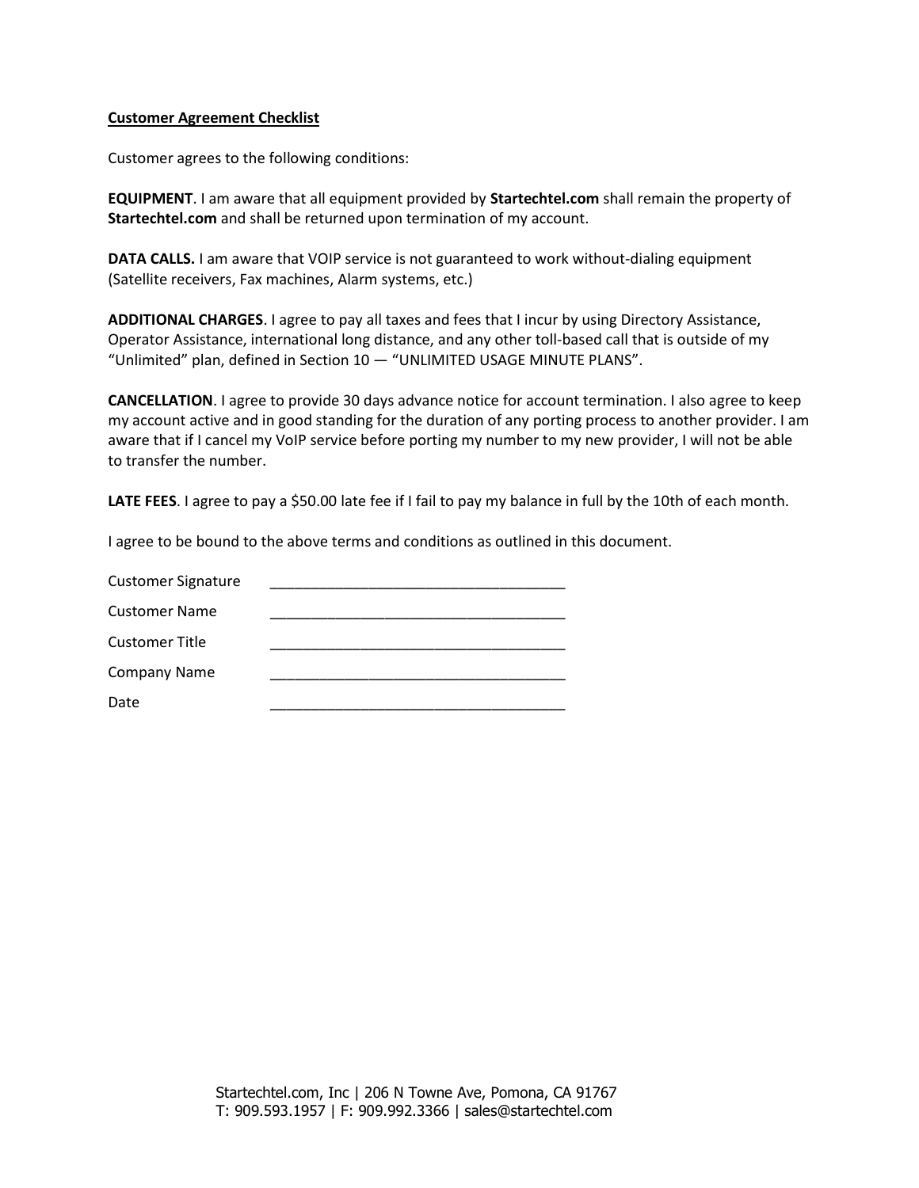**Customer Agreement Checklist**

Customer agrees to the following conditions:

**EQUIPMENT**. I am aware that all equipment provided by **Startechtel.com** shall remain the property of **Startechtel.com** and shall be returned upon termination of my account.

**DATA CALLS.** I am aware that VOIP service is not guaranteed to work without-dialing equipment (Satellite receivers, Fax machines, Alarm systems, etc.)

**ADDITIONAL CHARGES**. I agree to pay all taxes and fees that I incur by using Directory Assistance, Operator Assistance, international long distance, and any other toll-based call that is outside of my "Unlimited" plan, defined in Section 10 — "UNLIMITED USAGE MINUTE PLANS".

**CANCELLATION**. I agree to provide 30 days advance notice for account termination. I also agree to keep my account active and in good standing for the duration of any porting process to another provider. I am aware that if I cancel my VoIP service before porting my number to my new provider, I will not be able to transfer the number.

**LATE FEES**. I agree to pay a $50.00 late fee if I fail to pay my balance in full by the 10th of each month.

I agree to be bound to the above terms and conditions as outlined in this document.

Customer Signature ____________________________________

Customer Name ____________________________________

Customer Title ____________________________________

Company Name ____________________________________

Date ____________________________________

Startechtel.com, Inc | 206 N Towne Ave, Pomona, CA 91767
T: 909.593.1957 | F: 909.992.3366 | sales@startechtel.com